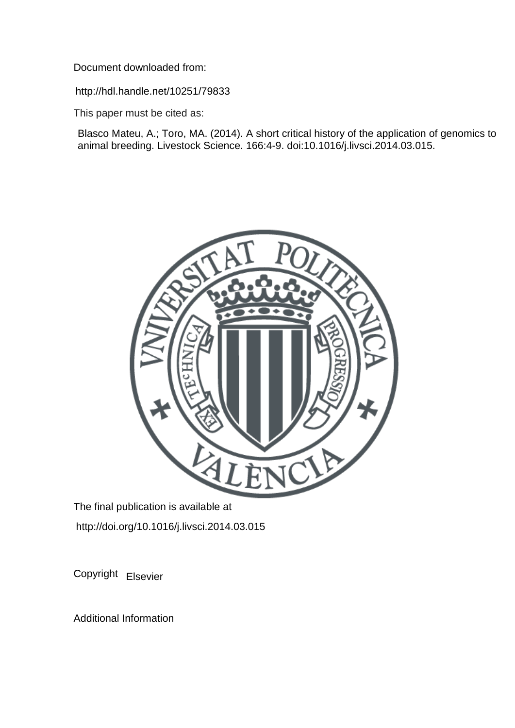Document downloaded from:

http://hdl.handle.net/10251/79833

This paper must be cited as:

Blasco Mateu, A.; Toro, MA. (2014). A short critical history of the application of genomics to animal breeding. Livestock Science. 166:4-9. doi:10.1016/j.livsci.2014.03.015.

The final publication is available at

http://doi.org/10.1016/j.livsci.2014.03.015

Copyright Elsevier

Additional Information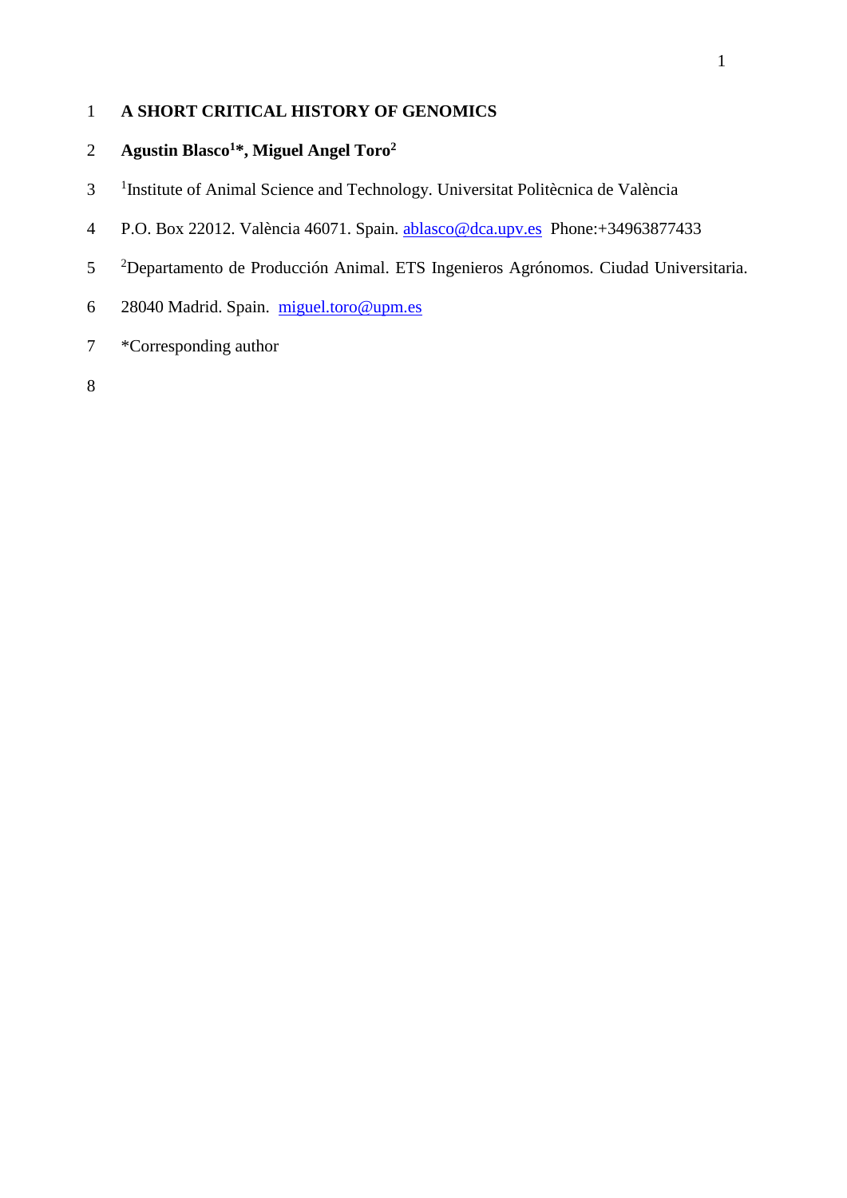# A SHORT CRITICAL HISTORY OF GENOMICS

**Agustin Blasco[1]*, Miguel Angel Toro[2]**

[1]Institute of Animal Science and Technology. Universitat Politècnica de València

P.O. Box 22012. València 46071. Spain. ablasco@dca.upv.es Phone:+34963877433

[2]Departamento de Producción Animal. ETS Ingenieros Agrónomos. Ciudad Universitaria.

28040 Madrid. Spain. miguel.toro@upm.es

*Corresponding author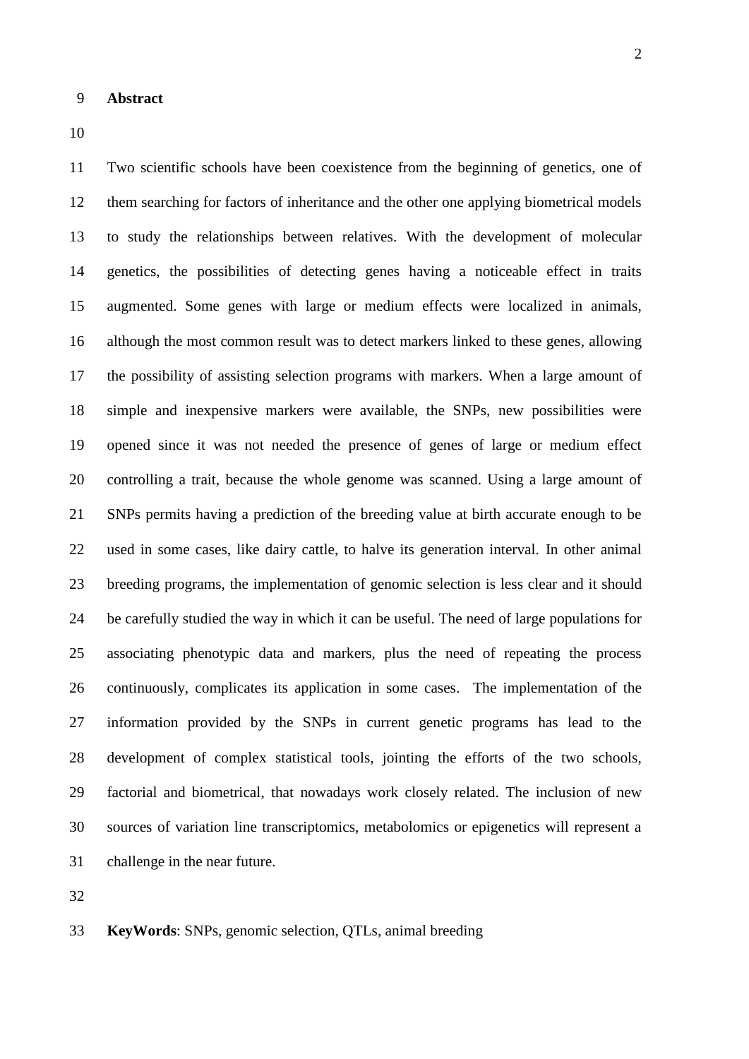## Abstract

Two scientific schools have been coexistence from the beginning of genetics, one of them searching for factors of inheritance and the other one applying biometrical models to study the relationships between relatives. With the development of molecular genetics, the possibilities of detecting genes having a noticeable effect in traits augmented. Some genes with large or medium effects were localized in animals, although the most common result was to detect markers linked to these genes, allowing the possibility of assisting selection programs with markers. When a large amount of simple and inexpensive markers were available, the SNPs, new possibilities were opened since it was not needed the presence of genes of large or medium effect controlling a trait, because the whole genome was scanned. Using a large amount of SNPs permits having a prediction of the breeding value at birth accurate enough to be used in some cases, like dairy cattle, to halve its generation interval. In other animal breeding programs, the implementation of genomic selection is less clear and it should be carefully studied the way in which it can be useful. The need of large populations for associating phenotypic data and markers, plus the need of repeating the process continuously, complicates its application in some cases. The implementation of the information provided by the SNPs in current genetic programs has lead to the development of complex statistical tools, jointing the efforts of the two schools, factorial and biometrical, that nowadays work closely related. The inclusion of new sources of variation line transcriptomics, metabolomics or epigenetics will represent a challenge in the near future.

**KeyWords**: SNPs, genomic selection, QTLs, animal breeding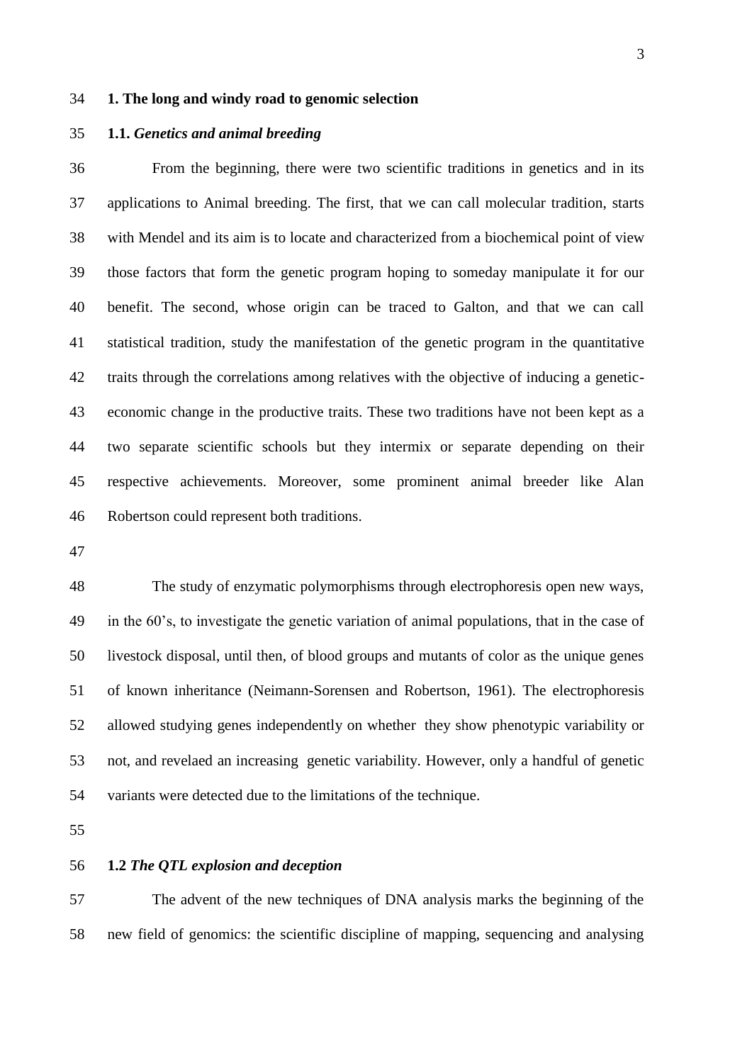## 1. The long and windy road to genomic selection

### 1.1. *Genetics and animal breeding*

From the beginning, there were two scientific traditions in genetics and in its applications to Animal breeding. The first, that we can call molecular tradition, starts with Mendel and its aim is to locate and characterized from a biochemical point of view those factors that form the genetic program hoping to someday manipulate it for our benefit. The second, whose origin can be traced to Galton, and that we can call statistical tradition, study the manifestation of the genetic program in the quantitative traits through the correlations among relatives with the objective of inducing a genetic-economic change in the productive traits. These two traditions have not been kept as a two separate scientific schools but they intermix or separate depending on their respective achievements. Moreover, some prominent animal breeder like Alan Robertson could represent both traditions.

The study of enzymatic polymorphisms through electrophoresis open new ways, in the 60's, to investigate the genetic variation of animal populations, that in the case of livestock disposal, until then, of blood groups and mutants of color as the unique genes of known inheritance (Neimann-Sorensen and Robertson, 1961). The electrophoresis allowed studying genes independently on whether they show phenotypic variability or not, and revelaed an increasing genetic variability. However, only a handful of genetic variants were detected due to the limitations of the technique.

### 1.2 *The QTL explosion and deception*

The advent of the new techniques of DNA analysis marks the beginning of the new field of genomics: the scientific discipline of mapping, sequencing and analysing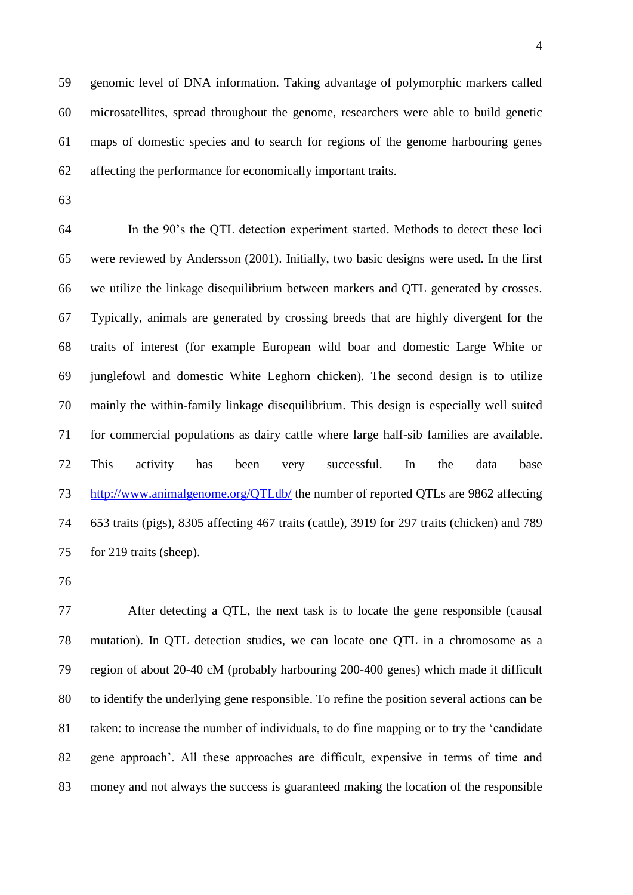genomic level of DNA information. Taking advantage of polymorphic markers called microsatellites, spread throughout the genome, researchers were able to build genetic maps of domestic species and to search for regions of the genome harbouring genes affecting the performance for economically important traits.

In the 90's the QTL detection experiment started. Methods to detect these loci were reviewed by Andersson (2001). Initially, two basic designs were used. In the first we utilize the linkage disequilibrium between markers and QTL generated by crosses. Typically, animals are generated by crossing breeds that are highly divergent for the traits of interest (for example European wild boar and domestic Large White or junglefowl and domestic White Leghorn chicken). The second design is to utilize mainly the within-family linkage disequilibrium. This design is especially well suited for commercial populations as dairy cattle where large half-sib families are available. This activity has been very successful. In the data base http://www.animalgenome.org/QTLdb/ the number of reported QTLs are 9862 affecting 653 traits (pigs), 8305 affecting 467 traits (cattle), 3919 for 297 traits (chicken) and 789 for 219 traits (sheep).

After detecting a QTL, the next task is to locate the gene responsible (causal mutation). In QTL detection studies, we can locate one QTL in a chromosome as a region of about 20-40 cM (probably harbouring 200-400 genes) which made it difficult to identify the underlying gene responsible. To refine the position several actions can be taken: to increase the number of individuals, to do fine mapping or to try the 'candidate gene approach'. All these approaches are difficult, expensive in terms of time and money and not always the success is guaranteed making the location of the responsible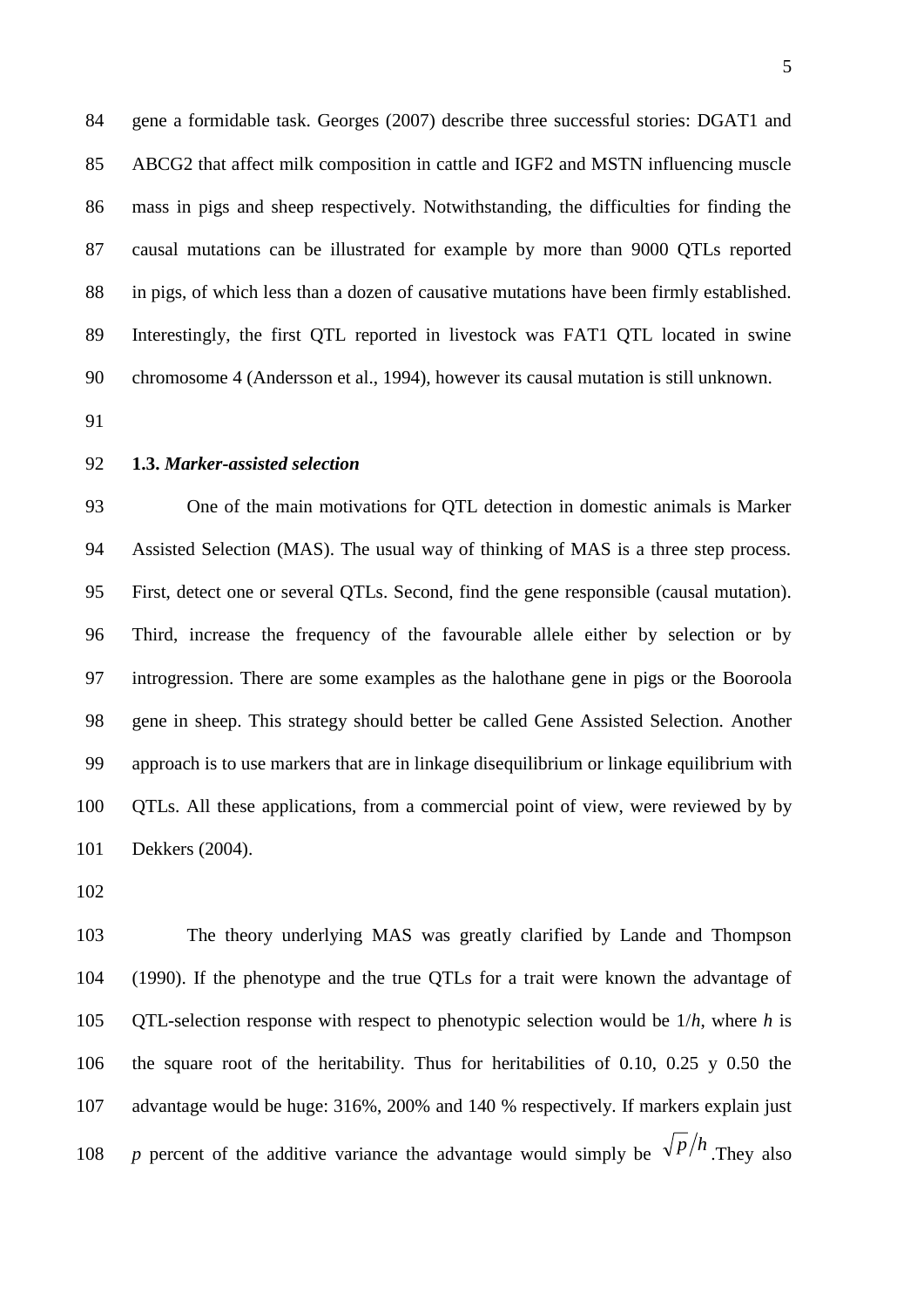gene a formidable task. Georges (2007) describe three successful stories: DGAT1 and ABCG2 that affect milk composition in cattle and IGF2 and MSTN influencing muscle mass in pigs and sheep respectively. Notwithstanding, the difficulties for finding the causal mutations can be illustrated for example by more than 9000 QTLs reported in pigs, of which less than a dozen of causative mutations have been firmly established. Interestingly, the first QTL reported in livestock was FAT1 QTL located in swine chromosome 4 (Andersson et al., 1994), however its causal mutation is still unknown.

### **1.3.** ***Marker-assisted selection***

One of the main motivations for QTL detection in domestic animals is Marker Assisted Selection (MAS). The usual way of thinking of MAS is a three step process. First, detect one or several QTLs. Second, find the gene responsible (causal mutation). Third, increase the frequency of the favourable allele either by selection or by introgression. There are some examples as the halothane gene in pigs or the Booroola gene in sheep. This strategy should better be called Gene Assisted Selection. Another approach is to use markers that are in linkage disequilibrium or linkage equilibrium with QTLs. All these applications, from a commercial point of view, were reviewed by by Dekkers (2004).

The theory underlying MAS was greatly clarified by Lande and Thompson (1990). If the phenotype and the true QTLs for a trait were known the advantage of QTL-selection response with respect to phenotypic selection would be $1/h$, where $h$ is the square root of the heritability. Thus for heritabilities of 0.10, 0.25 y 0.50 the advantage would be huge: 316%, 200% and 140 % respectively. If markers explain just $p$ percent of the additive variance the advantage would simply be $\sqrt{p}/h$.They also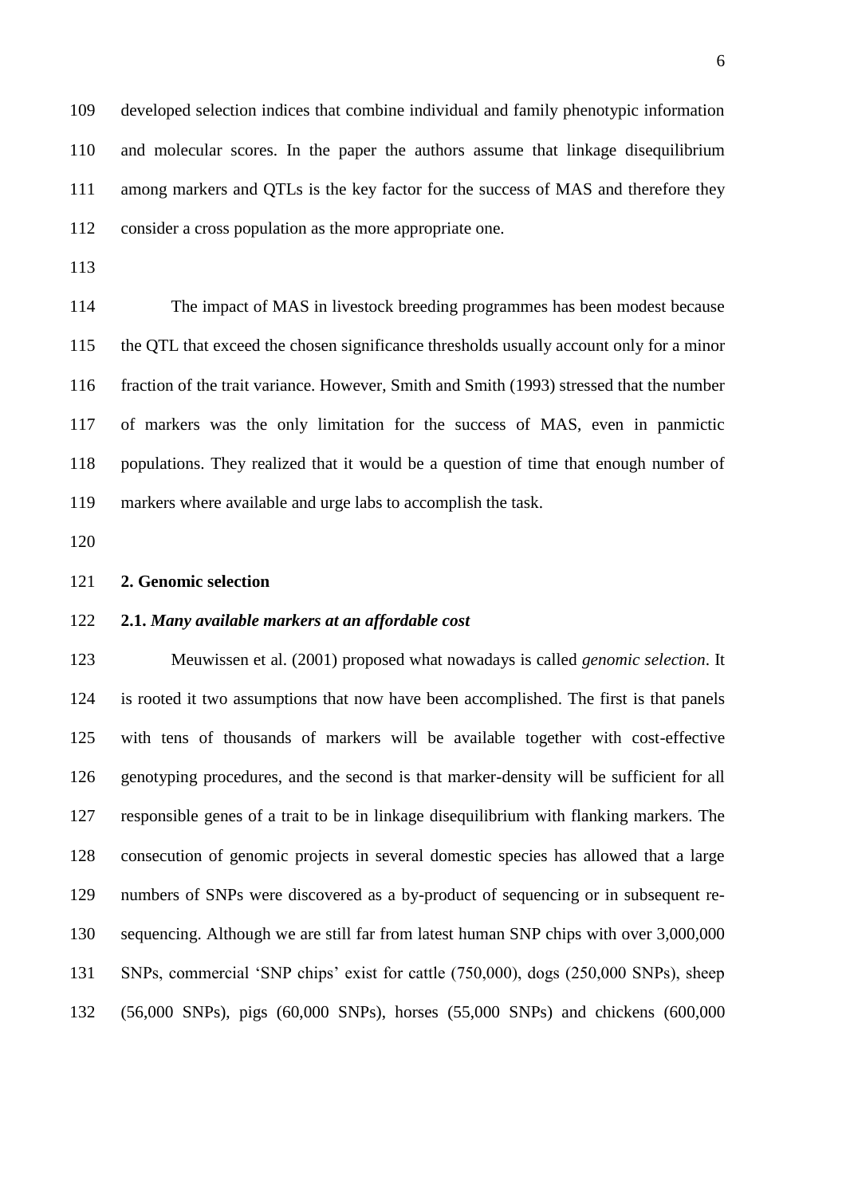developed selection indices that combine individual and family phenotypic information and molecular scores. In the paper the authors assume that linkage disequilibrium among markers and QTLs is the key factor for the success of MAS and therefore they consider a cross population as the more appropriate one.

The impact of MAS in livestock breeding programmes has been modest because the QTL that exceed the chosen significance thresholds usually account only for a minor fraction of the trait variance. However, Smith and Smith (1993) stressed that the number of markers was the only limitation for the success of MAS, even in panmictic populations. They realized that it would be a question of time that enough number of markers where available and urge labs to accomplish the task.

## 2. Genomic selection

### 2.1. *Many available markers at an affordable cost*

Meuwissen et al. (2001) proposed what nowadays is called *genomic selection*. It is rooted it two assumptions that now have been accomplished. The first is that panels with tens of thousands of markers will be available together with cost-effective genotyping procedures, and the second is that marker-density will be sufficient for all responsible genes of a trait to be in linkage disequilibrium with flanking markers. The consecution of genomic projects in several domestic species has allowed that a large numbers of SNPs were discovered as a by-product of sequencing or in subsequent re-sequencing. Although we are still far from latest human SNP chips with over 3,000,000 SNPs, commercial 'SNP chips' exist for cattle (750,000), dogs (250,000 SNPs), sheep (56,000 SNPs), pigs (60,000 SNPs), horses (55,000 SNPs) and chickens (600,000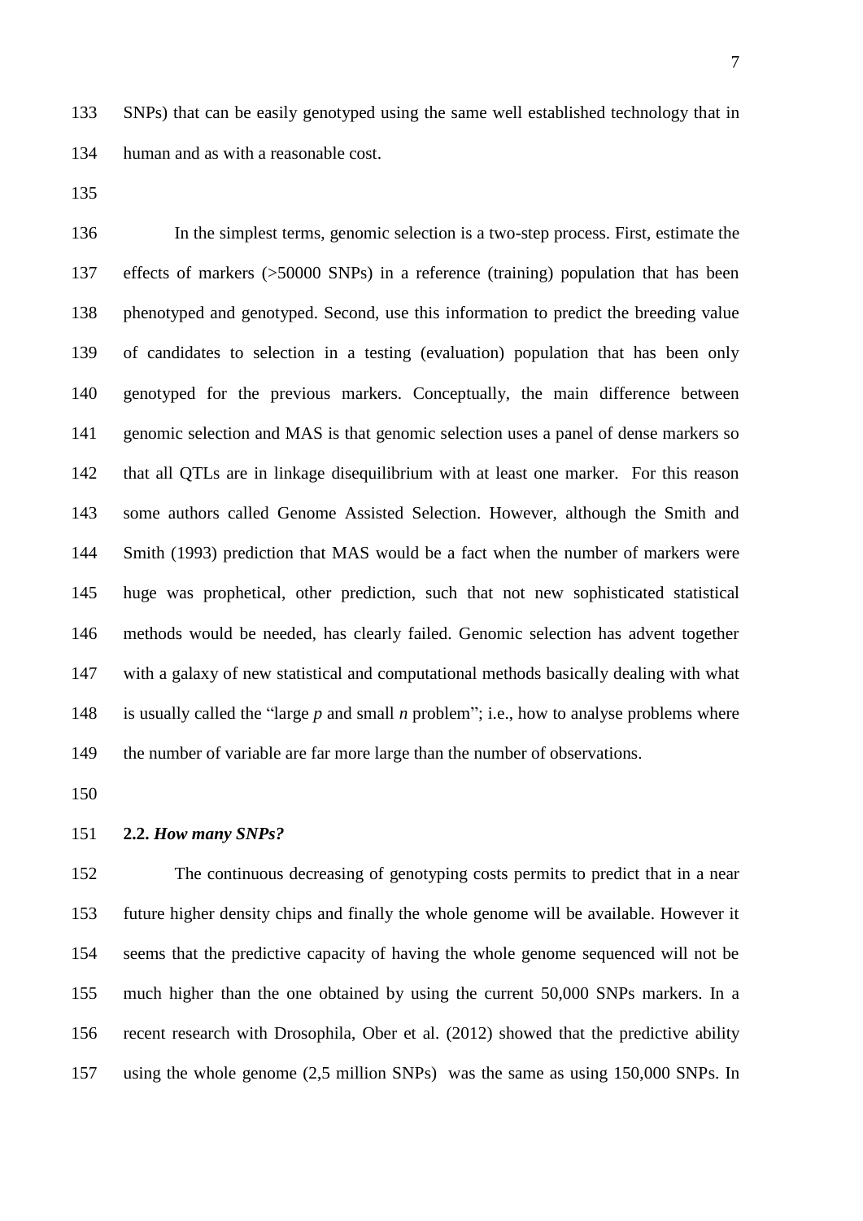SNPs) that can be easily genotyped using the same well established technology that in human and as with a reasonable cost.

In the simplest terms, genomic selection is a two-step process. First, estimate the effects of markers (>50000 SNPs) in a reference (training) population that has been phenotyped and genotyped. Second, use this information to predict the breeding value of candidates to selection in a testing (evaluation) population that has been only genotyped for the previous markers. Conceptually, the main difference between genomic selection and MAS is that genomic selection uses a panel of dense markers so that all QTLs are in linkage disequilibrium with at least one marker. For this reason some authors called Genome Assisted Selection. However, although the Smith and Smith (1993) prediction that MAS would be a fact when the number of markers were huge was prophetical, other prediction, such that not new sophisticated statistical methods would be needed, has clearly failed. Genomic selection has advent together with a galaxy of new statistical and computational methods basically dealing with what is usually called the "large *p* and small *n* problem"; i.e., how to analyse problems where the number of variable are far more large than the number of observations.

### 2.2. *How many SNPs?*

The continuous decreasing of genotyping costs permits to predict that in a near future higher density chips and finally the whole genome will be available. However it seems that the predictive capacity of having the whole genome sequenced will not be much higher than the one obtained by using the current 50,000 SNPs markers. In a recent research with Drosophila, Ober et al. (2012) showed that the predictive ability using the whole genome (2,5 million SNPs) was the same as using 150,000 SNPs. In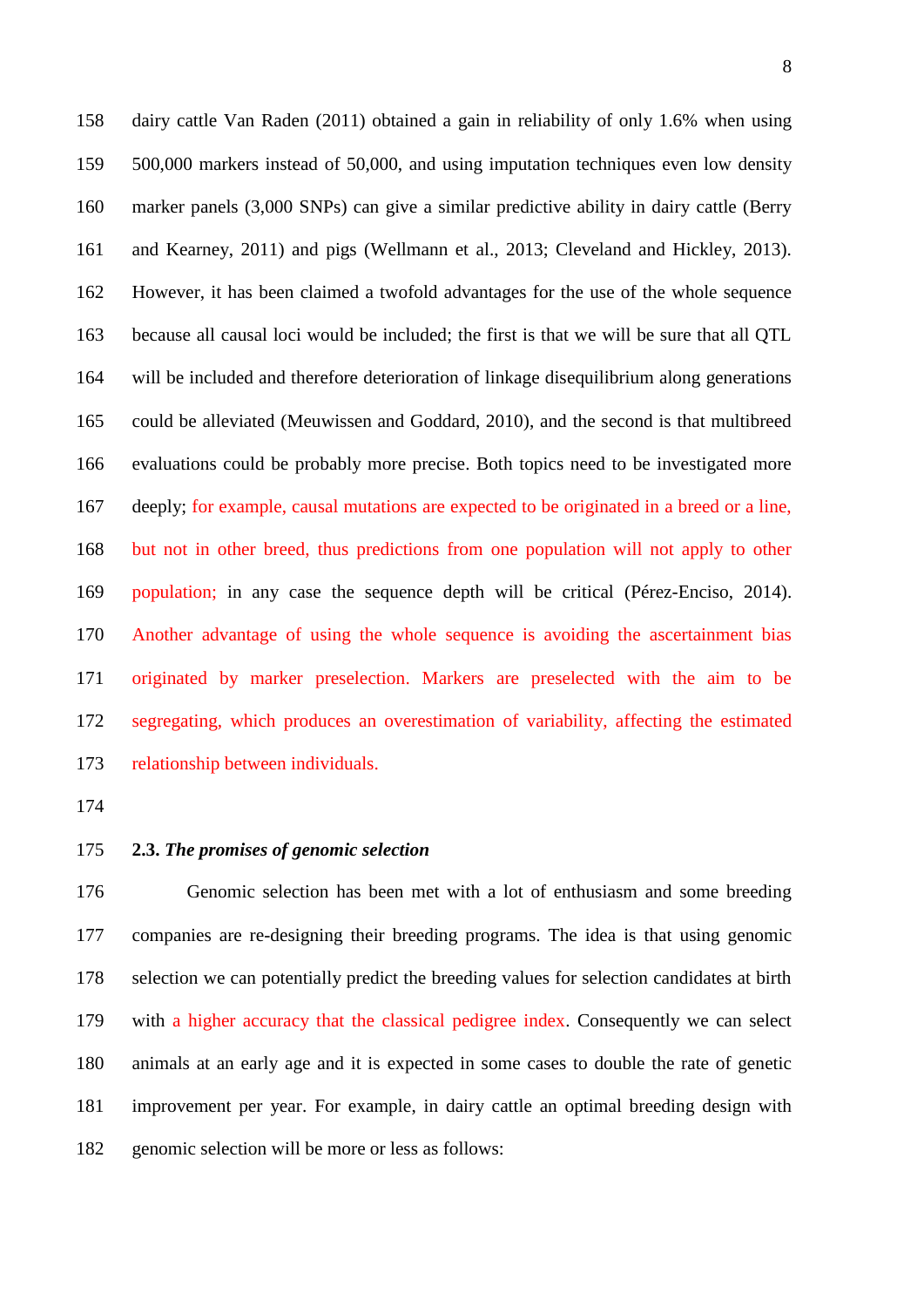dairy cattle Van Raden (2011) obtained a gain in reliability of only 1.6% when using 500,000 markers instead of 50,000, and using imputation techniques even low density marker panels (3,000 SNPs) can give a similar predictive ability in dairy cattle (Berry and Kearney, 2011) and pigs (Wellmann et al., 2013; Cleveland and Hickley, 2013). However, it has been claimed a twofold advantages for the use of the whole sequence because all causal loci would be included; the first is that we will be sure that all QTL will be included and therefore deterioration of linkage disequilibrium along generations could be alleviated (Meuwissen and Goddard, 2010), and the second is that multibreed evaluations could be probably more precise. Both topics need to be investigated more deeply; for example, causal mutations are expected to be originated in a breed or a line, but not in other breed, thus predictions from one population will not apply to other population; in any case the sequence depth will be critical (Pérez-Enciso, 2014). Another advantage of using the whole sequence is avoiding the ascertainment bias originated by marker preselection. Markers are preselected with the aim to be segregating, which produces an overestimation of variability, affecting the estimated relationship between individuals.

### 2.3. *The promises of genomic selection*

Genomic selection has been met with a lot of enthusiasm and some breeding companies are re-designing their breeding programs. The idea is that using genomic selection we can potentially predict the breeding values for selection candidates at birth with a higher accuracy that the classical pedigree index. Consequently we can select animals at an early age and it is expected in some cases to double the rate of genetic improvement per year. For example, in dairy cattle an optimal breeding design with genomic selection will be more or less as follows: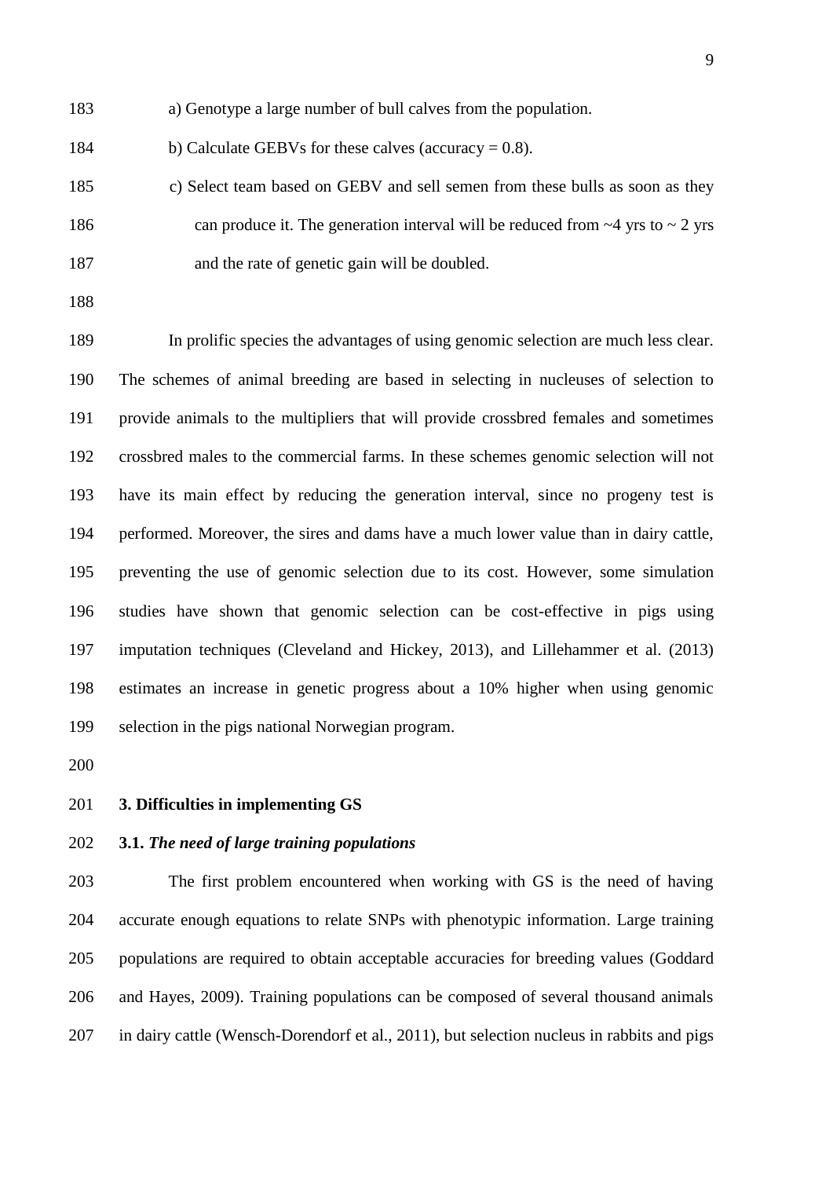a) Genotype a large number of bull calves from the population.

b) Calculate GEBVs for these calves (accuracy = 0.8).

c) Select team based on GEBV and sell semen from these bulls as soon as they can produce it. The generation interval will be reduced from ~4 yrs to ~ 2 yrs and the rate of genetic gain will be doubled.

In prolific species the advantages of using genomic selection are much less clear. The schemes of animal breeding are based in selecting in nucleuses of selection to provide animals to the multipliers that will provide crossbred females and sometimes crossbred males to the commercial farms. In these schemes genomic selection will not have its main effect by reducing the generation interval, since no progeny test is performed. Moreover, the sires and dams have a much lower value than in dairy cattle, preventing the use of genomic selection due to its cost. However, some simulation studies have shown that genomic selection can be cost-effective in pigs using imputation techniques (Cleveland and Hickey, 2013), and Lillehammer et al. (2013) estimates an increase in genetic progress about a 10% higher when using genomic selection in the pigs national Norwegian program.

## 3. Difficulties in implementing GS

### 3.1. *The need of large training populations*

The first problem encountered when working with GS is the need of having accurate enough equations to relate SNPs with phenotypic information. Large training populations are required to obtain acceptable accuracies for breeding values (Goddard and Hayes, 2009). Training populations can be composed of several thousand animals in dairy cattle (Wensch-Dorendorf et al., 2011), but selection nucleus in rabbits and pigs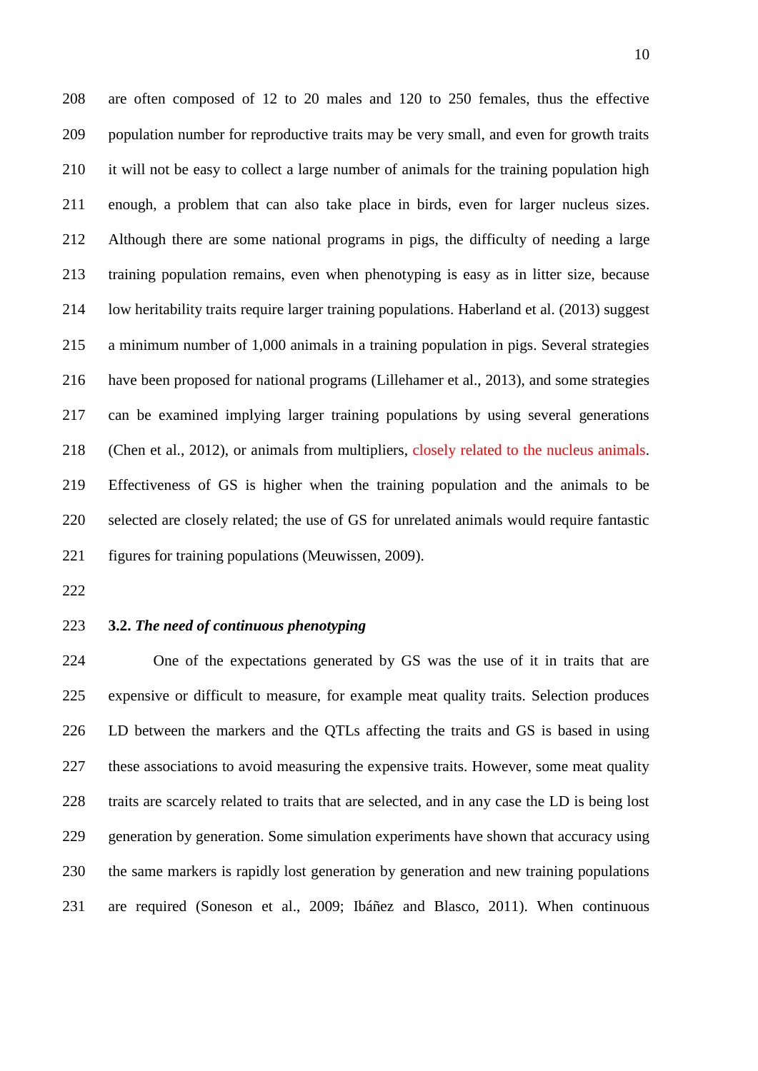are often composed of 12 to 20 males and 120 to 250 females, thus the effective population number for reproductive traits may be very small, and even for growth traits it will not be easy to collect a large number of animals for the training population high enough, a problem that can also take place in birds, even for larger nucleus sizes. Although there are some national programs in pigs, the difficulty of needing a large training population remains, even when phenotyping is easy as in litter size, because low heritability traits require larger training populations. Haberland et al. (2013) suggest a minimum number of 1,000 animals in a training population in pigs. Several strategies have been proposed for national programs (Lillehamer et al., 2013), and some strategies can be examined implying larger training populations by using several generations (Chen et al., 2012), or animals from multipliers, closely related to the nucleus animals. Effectiveness of GS is higher when the training population and the animals to be selected are closely related; the use of GS for unrelated animals would require fantastic figures for training populations (Meuwissen, 2009).

### 3.2. *The need of continuous phenotyping*

One of the expectations generated by GS was the use of it in traits that are expensive or difficult to measure, for example meat quality traits. Selection produces LD between the markers and the QTLs affecting the traits and GS is based in using these associations to avoid measuring the expensive traits. However, some meat quality traits are scarcely related to traits that are selected, and in any case the LD is being lost generation by generation. Some simulation experiments have shown that accuracy using the same markers is rapidly lost generation by generation and new training populations are required (Soneson et al., 2009; Ibáñez and Blasco, 2011). When continuous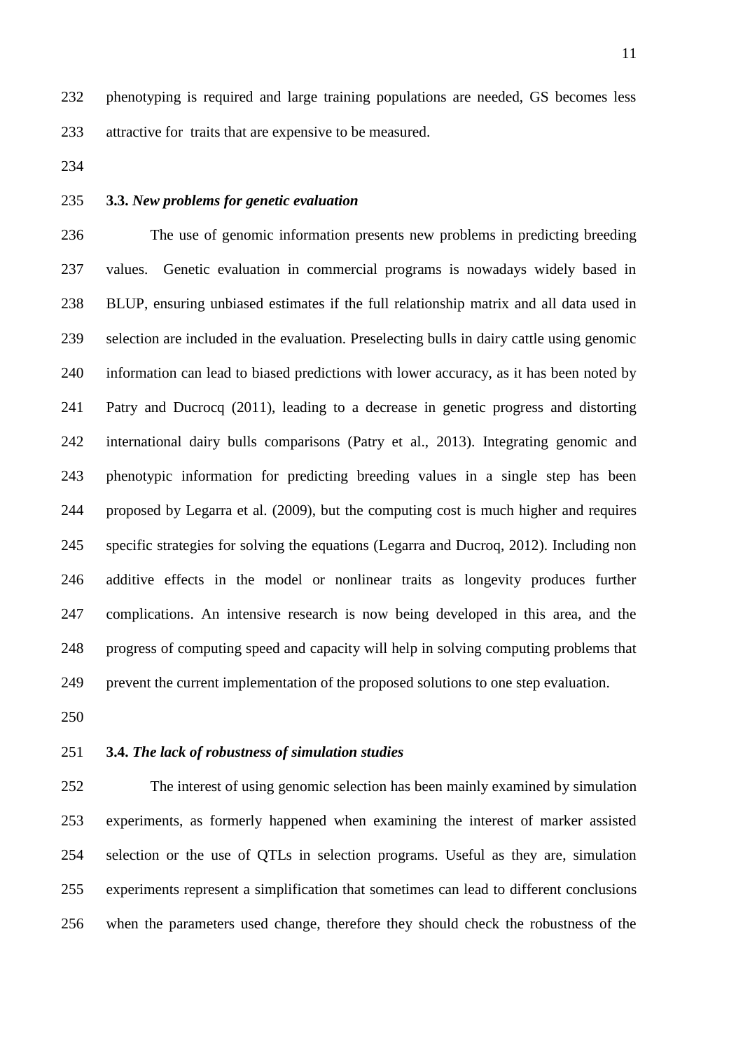phenotyping is required and large training populations are needed, GS becomes less attractive for traits that are expensive to be measured.

### 3.3. *New problems for genetic evaluation*

The use of genomic information presents new problems in predicting breeding values. Genetic evaluation in commercial programs is nowadays widely based in BLUP, ensuring unbiased estimates if the full relationship matrix and all data used in selection are included in the evaluation. Preselecting bulls in dairy cattle using genomic information can lead to biased predictions with lower accuracy, as it has been noted by Patry and Ducrocq (2011), leading to a decrease in genetic progress and distorting international dairy bulls comparisons (Patry et al., 2013). Integrating genomic and phenotypic information for predicting breeding values in a single step has been proposed by Legarra et al. (2009), but the computing cost is much higher and requires specific strategies for solving the equations (Legarra and Ducroq, 2012). Including non additive effects in the model or nonlinear traits as longevity produces further complications. An intensive research is now being developed in this area, and the progress of computing speed and capacity will help in solving computing problems that prevent the current implementation of the proposed solutions to one step evaluation.

### 3.4. *The lack of robustness of simulation studies*

The interest of using genomic selection has been mainly examined by simulation experiments, as formerly happened when examining the interest of marker assisted selection or the use of QTLs in selection programs. Useful as they are, simulation experiments represent a simplification that sometimes can lead to different conclusions when the parameters used change, therefore they should check the robustness of the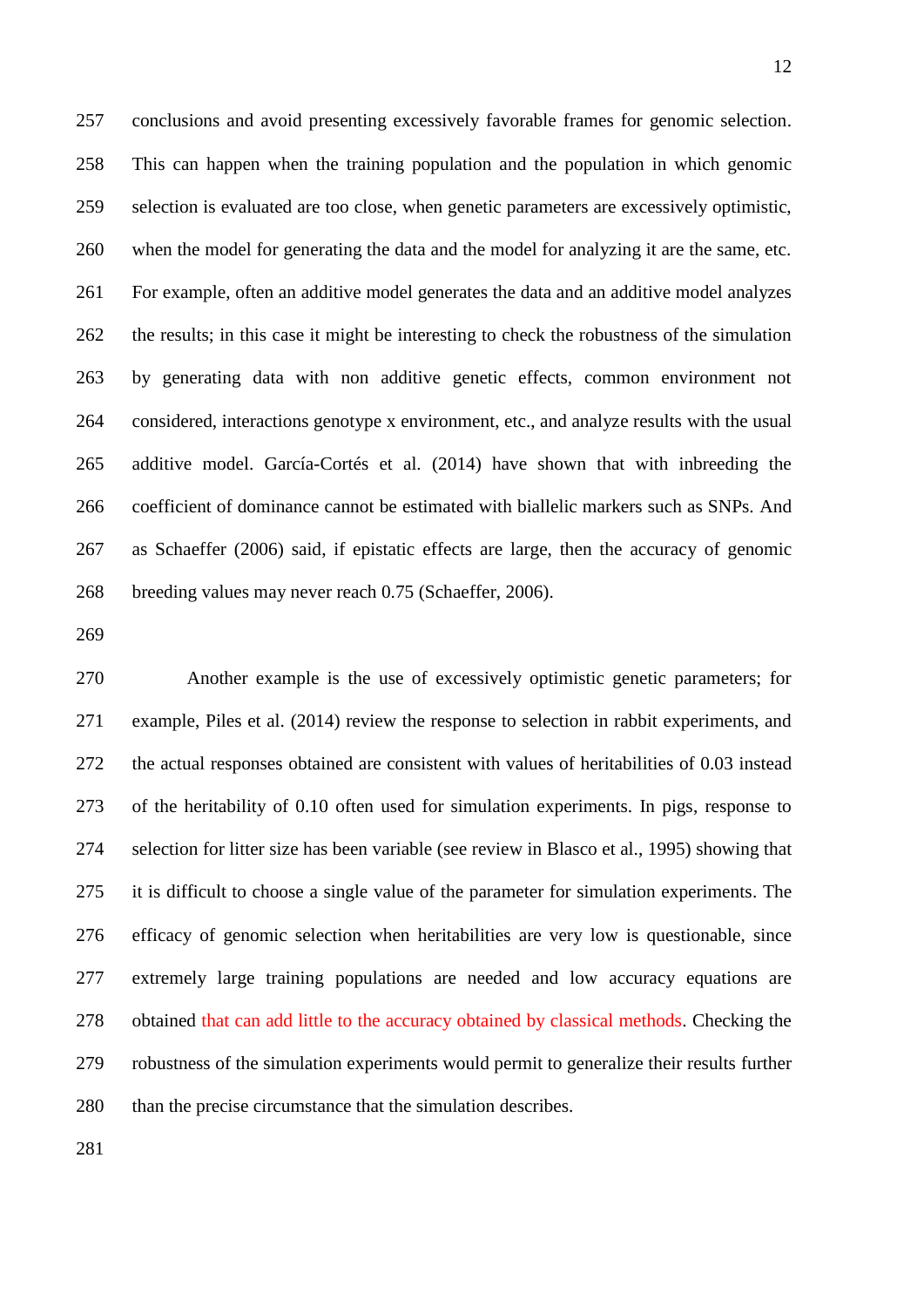conclusions and avoid presenting excessively favorable frames for genomic selection. This can happen when the training population and the population in which genomic selection is evaluated are too close, when genetic parameters are excessively optimistic, when the model for generating the data and the model for analyzing it are the same, etc. For example, often an additive model generates the data and an additive model analyzes the results; in this case it might be interesting to check the robustness of the simulation by generating data with non additive genetic effects, common environment not considered, interactions genotype x environment, etc., and analyze results with the usual additive model. García-Cortés et al. (2014) have shown that with inbreeding the coefficient of dominance cannot be estimated with biallelic markers such as SNPs. And as Schaeffer (2006) said, if epistatic effects are large, then the accuracy of genomic breeding values may never reach 0.75 (Schaeffer, 2006).

Another example is the use of excessively optimistic genetic parameters; for example, Piles et al. (2014) review the response to selection in rabbit experiments, and the actual responses obtained are consistent with values of heritabilities of 0.03 instead of the heritability of 0.10 often used for simulation experiments. In pigs, response to selection for litter size has been variable (see review in Blasco et al., 1995) showing that it is difficult to choose a single value of the parameter for simulation experiments. The efficacy of genomic selection when heritabilities are very low is questionable, since extremely large training populations are needed and low accuracy equations are obtained that can add little to the accuracy obtained by classical methods. Checking the robustness of the simulation experiments would permit to generalize their results further than the precise circumstance that the simulation describes.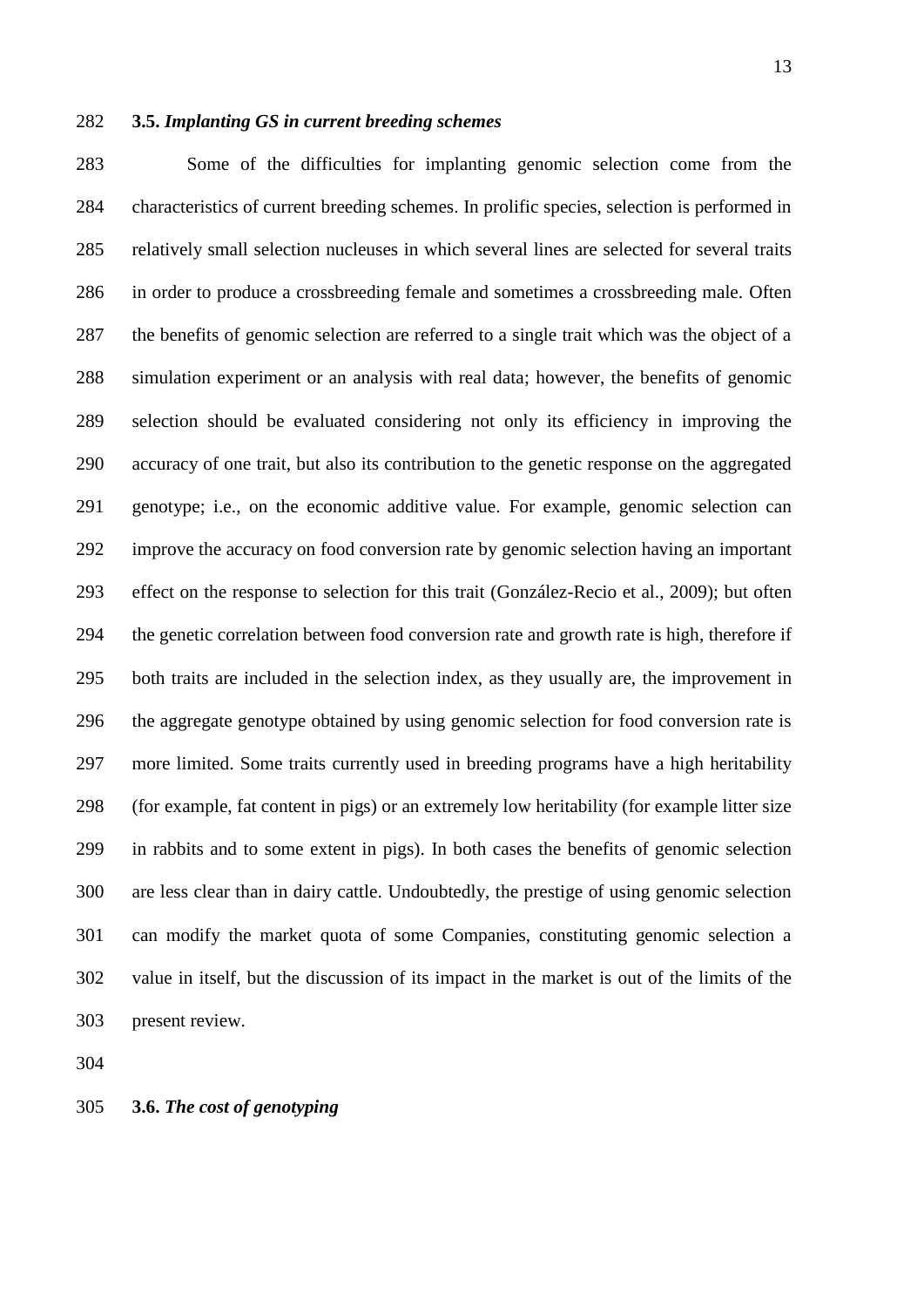### 3.5. *Implanting GS in current breeding schemes*

Some of the difficulties for implanting genomic selection come from the characteristics of current breeding schemes. In prolific species, selection is performed in relatively small selection nucleuses in which several lines are selected for several traits in order to produce a crossbreeding female and sometimes a crossbreeding male. Often the benefits of genomic selection are referred to a single trait which was the object of a simulation experiment or an analysis with real data; however, the benefits of genomic selection should be evaluated considering not only its efficiency in improving the accuracy of one trait, but also its contribution to the genetic response on the aggregated genotype; i.e., on the economic additive value. For example, genomic selection can improve the accuracy on food conversion rate by genomic selection having an important effect on the response to selection for this trait (González-Recio et al., 2009); but often the genetic correlation between food conversion rate and growth rate is high, therefore if both traits are included in the selection index, as they usually are, the improvement in the aggregate genotype obtained by using genomic selection for food conversion rate is more limited. Some traits currently used in breeding programs have a high heritability (for example, fat content in pigs) or an extremely low heritability (for example litter size in rabbits and to some extent in pigs). In both cases the benefits of genomic selection are less clear than in dairy cattle. Undoubtedly, the prestige of using genomic selection can modify the market quota of some Companies, constituting genomic selection a value in itself, but the discussion of its impact in the market is out of the limits of the present review.

### 3.6. *The cost of genotyping*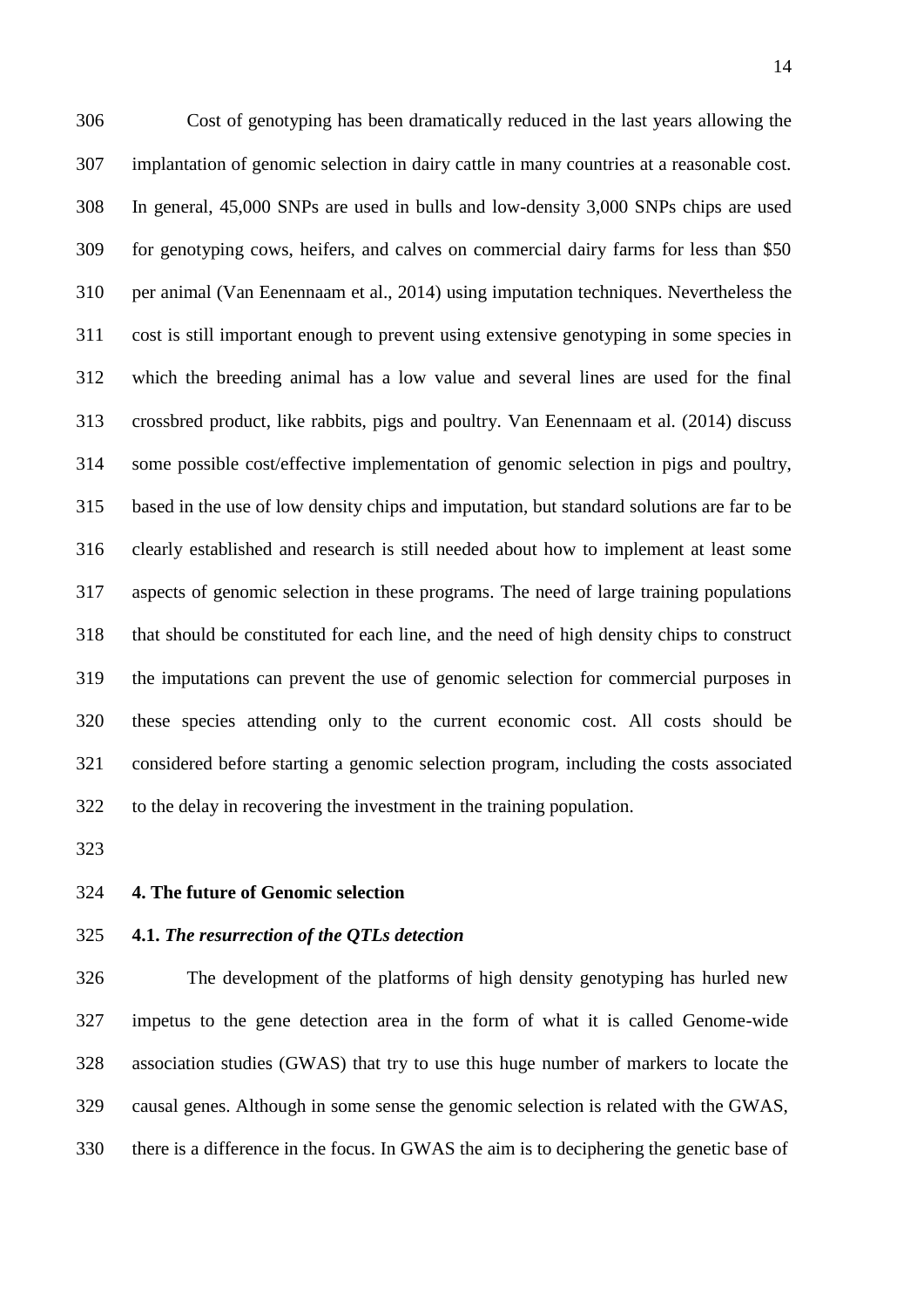Cost of genotyping has been dramatically reduced in the last years allowing the implantation of genomic selection in dairy cattle in many countries at a reasonable cost. In general, 45,000 SNPs are used in bulls and low-density 3,000 SNPs chips are used for genotyping cows, heifers, and calves on commercial dairy farms for less than $50 per animal (Van Eenennaam et al., 2014) using imputation techniques. Nevertheless the cost is still important enough to prevent using extensive genotyping in some species in which the breeding animal has a low value and several lines are used for the final crossbred product, like rabbits, pigs and poultry. Van Eenennaam et al. (2014) discuss some possible cost/effective implementation of genomic selection in pigs and poultry, based in the use of low density chips and imputation, but standard solutions are far to be clearly established and research is still needed about how to implement at least some aspects of genomic selection in these programs. The need of large training populations that should be constituted for each line, and the need of high density chips to construct the imputations can prevent the use of genomic selection for commercial purposes in these species attending only to the current economic cost. All costs should be considered before starting a genomic selection program, including the costs associated to the delay in recovering the investment in the training population.

## 4. The future of Genomic selection

### 4.1. *The resurrection of the QTLs detection*

The development of the platforms of high density genotyping has hurled new impetus to the gene detection area in the form of what it is called Genome-wide association studies (GWAS) that try to use this huge number of markers to locate the causal genes. Although in some sense the genomic selection is related with the GWAS, there is a difference in the focus. In GWAS the aim is to deciphering the genetic base of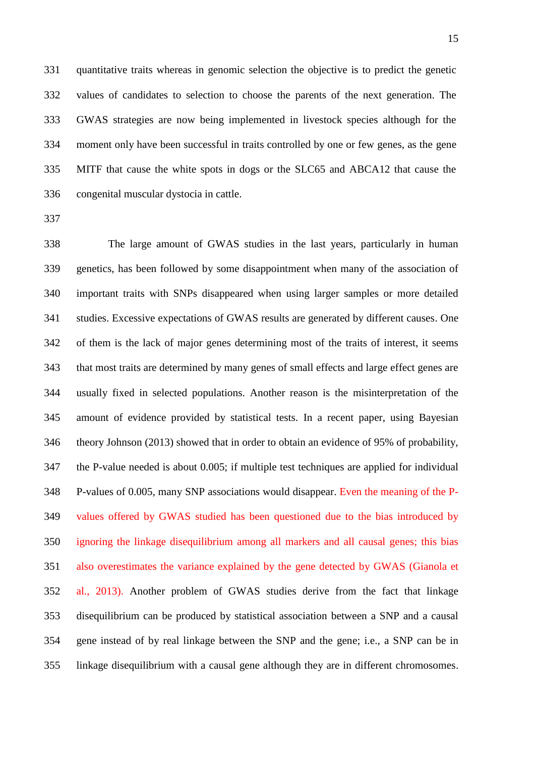quantitative traits whereas in genomic selection the objective is to predict the genetic values of candidates to selection to choose the parents of the next generation. The GWAS strategies are now being implemented in livestock species although for the moment only have been successful in traits controlled by one or few genes, as the gene MITF that cause the white spots in dogs or the SLC65 and ABCA12 that cause the congenital muscular dystocia in cattle.

The large amount of GWAS studies in the last years, particularly in human genetics, has been followed by some disappointment when many of the association of important traits with SNPs disappeared when using larger samples or more detailed studies. Excessive expectations of GWAS results are generated by different causes. One of them is the lack of major genes determining most of the traits of interest, it seems that most traits are determined by many genes of small effects and large effect genes are usually fixed in selected populations. Another reason is the misinterpretation of the amount of evidence provided by statistical tests. In a recent paper, using Bayesian theory Johnson (2013) showed that in order to obtain an evidence of 95% of probability, the P-value needed is about 0.005; if multiple test techniques are applied for individual P-values of 0.005, many SNP associations would disappear. Even the meaning of the P-values offered by GWAS studied has been questioned due to the bias introduced by ignoring the linkage disequilibrium among all markers and all causal genes; this bias also overestimates the variance explained by the gene detected by GWAS (Gianola et al., 2013). Another problem of GWAS studies derive from the fact that linkage disequilibrium can be produced by statistical association between a SNP and a causal gene instead of by real linkage between the SNP and the gene; i.e., a SNP can be in linkage disequilibrium with a causal gene although they are in different chromosomes.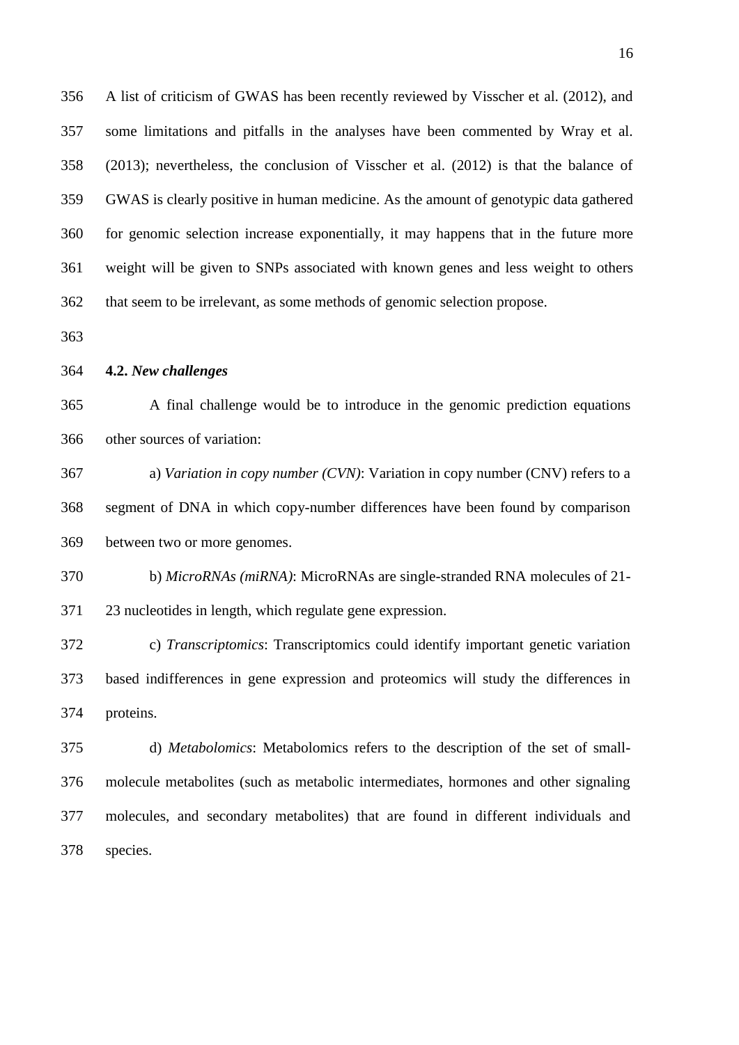A list of criticism of GWAS has been recently reviewed by Visscher et al. (2012), and some limitations and pitfalls in the analyses have been commented by Wray et al. (2013); nevertheless, the conclusion of Visscher et al. (2012) is that the balance of GWAS is clearly positive in human medicine. As the amount of genotypic data gathered for genomic selection increase exponentially, it may happens that in the future more weight will be given to SNPs associated with known genes and less weight to others that seem to be irrelevant, as some methods of genomic selection propose.

### 4.2. *New challenges*

A final challenge would be to introduce in the genomic prediction equations other sources of variation:

a) *Variation in copy number (CVN)*: Variation in copy number (CNV) refers to a segment of DNA in which copy-number differences have been found by comparison between two or more genomes.

b) *MicroRNAs (miRNA)*: MicroRNAs are single-stranded RNA molecules of 21-23 nucleotides in length, which regulate gene expression.

c) *Transcriptomics*: Transcriptomics could identify important genetic variation based indifferences in gene expression and proteomics will study the differences in proteins.

d) *Metabolomics*: Metabolomics refers to the description of the set of small-molecule metabolites (such as metabolic intermediates, hormones and other signaling molecules, and secondary metabolites) that are found in different individuals and species.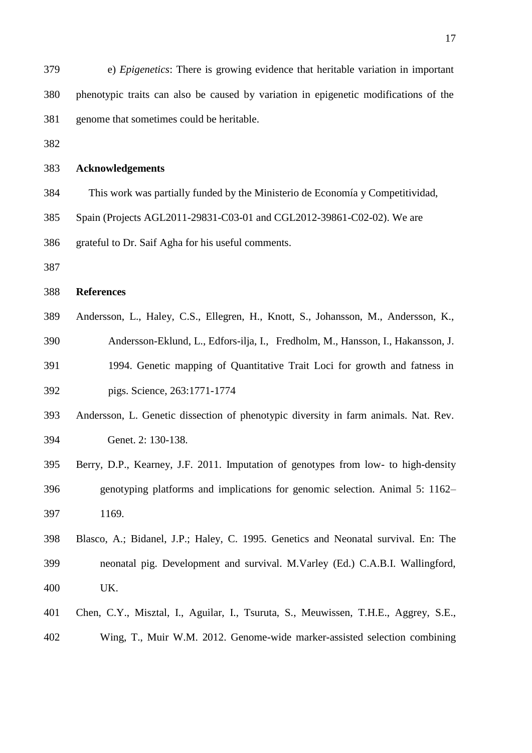e) *Epigenetics*: There is growing evidence that heritable variation in important phenotypic traits can also be caused by variation in epigenetic modifications of the genome that sometimes could be heritable.

## Acknowledgements

This work was partially funded by the Ministerio de Economía y Competitividad, Spain (Projects AGL2011-29831-C03-01 and CGL2012-39861-C02-02). We are grateful to Dr. Saif Agha for his useful comments.

## References

Andersson, L., Haley, C.S., Ellegren, H., Knott, S., Johansson, M., Andersson, K., Andersson-Eklund, L., Edfors-ilja, I., Fredholm, M., Hansson, I., Hakansson, J. 1994. Genetic mapping of Quantitative Trait Loci for growth and fatness in pigs. Science, 263:1771-1774

Andersson, L. Genetic dissection of phenotypic diversity in farm animals. Nat. Rev. Genet. 2: 130-138.

Berry, D.P., Kearney, J.F. 2011. Imputation of genotypes from low- to high-density genotyping platforms and implications for genomic selection. Animal 5: 1162–1169.

Blasco, A.; Bidanel, J.P.; Haley, C. 1995. Genetics and Neonatal survival. En: The neonatal pig. Development and survival. M.Varley (Ed.) C.A.B.I. Wallingford, UK.

Chen, C.Y., Misztal, I., Aguilar, I., Tsuruta, S., Meuwissen, T.H.E., Aggrey, S.E., Wing, T., Muir W.M. 2012. Genome-wide marker-assisted selection combining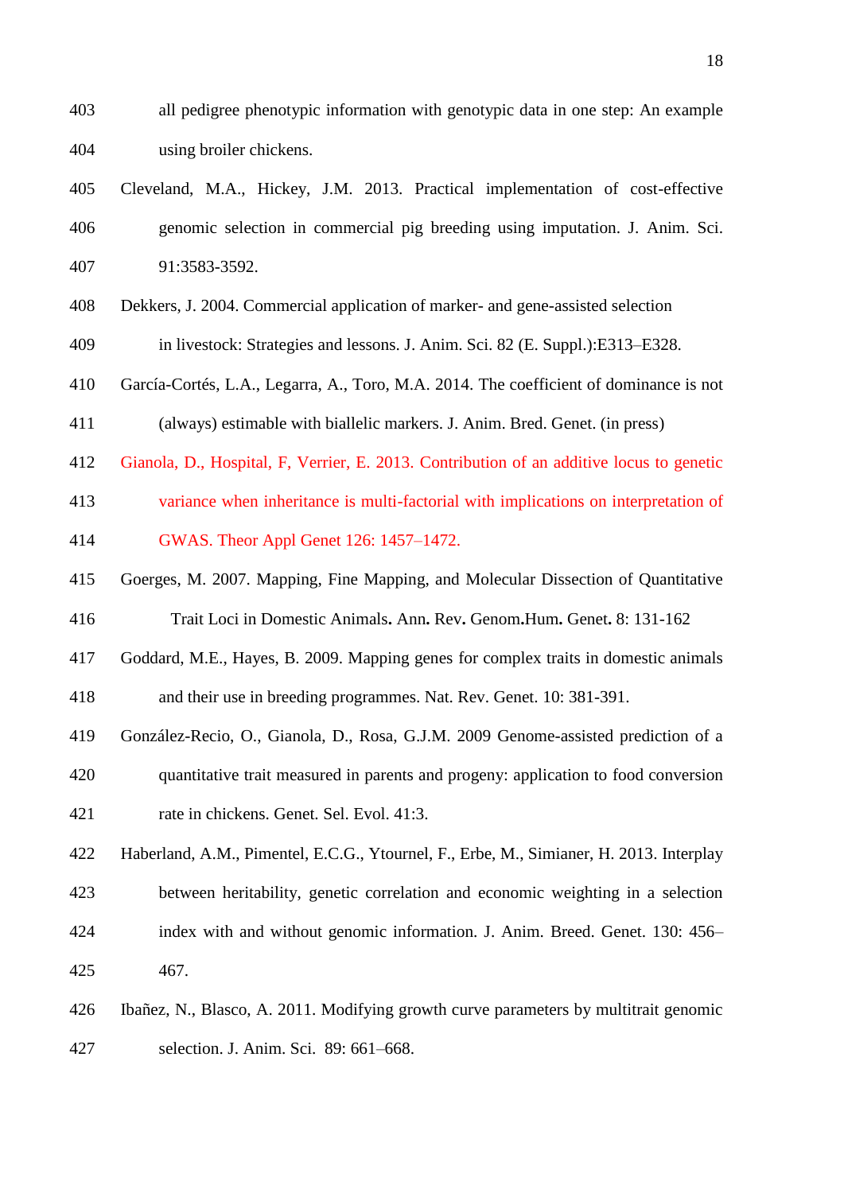all pedigree phenotypic information with genotypic data in one step: An example using broiler chickens.

Cleveland, M.A., Hickey, J.M. 2013. Practical implementation of cost-effective genomic selection in commercial pig breeding using imputation. J. Anim. Sci. 91:3583-3592.

Dekkers, J. 2004. Commercial application of marker- and gene-assisted selection in livestock: Strategies and lessons. J. Anim. Sci. 82 (E. Suppl.):E313–E328.

García-Cortés, L.A., Legarra, A., Toro, M.A. 2014. The coefficient of dominance is not (always) estimable with biallelic markers. J. Anim. Bred. Genet. (in press)

Gianola, D., Hospital, F, Verrier, E. 2013. Contribution of an additive locus to genetic variance when inheritance is multi-factorial with implications on interpretation of GWAS. Theor Appl Genet 126: 1457–1472.

Goerges, M. 2007. Mapping, Fine Mapping, and Molecular Dissection of Quantitative Trait Loci in Domestic Animals. Ann. Rev. Genom.Hum. Genet. 8: 131-162

Goddard, M.E., Hayes, B. 2009. Mapping genes for complex traits in domestic animals and their use in breeding programmes. Nat. Rev. Genet. 10: 381-391.

González-Recio, O., Gianola, D., Rosa, G.J.M. 2009 Genome-assisted prediction of a quantitative trait measured in parents and progeny: application to food conversion rate in chickens. Genet. Sel. Evol. 41:3.

Haberland, A.M., Pimentel, E.C.G., Ytournel, F., Erbe, M., Simianer, H. 2013. Interplay between heritability, genetic correlation and economic weighting in a selection index with and without genomic information. J. Anim. Breed. Genet. 130: 456–467.

Ibañez, N., Blasco, A. 2011. Modifying growth curve parameters by multitrait genomic selection. J. Anim. Sci. 89: 661–668.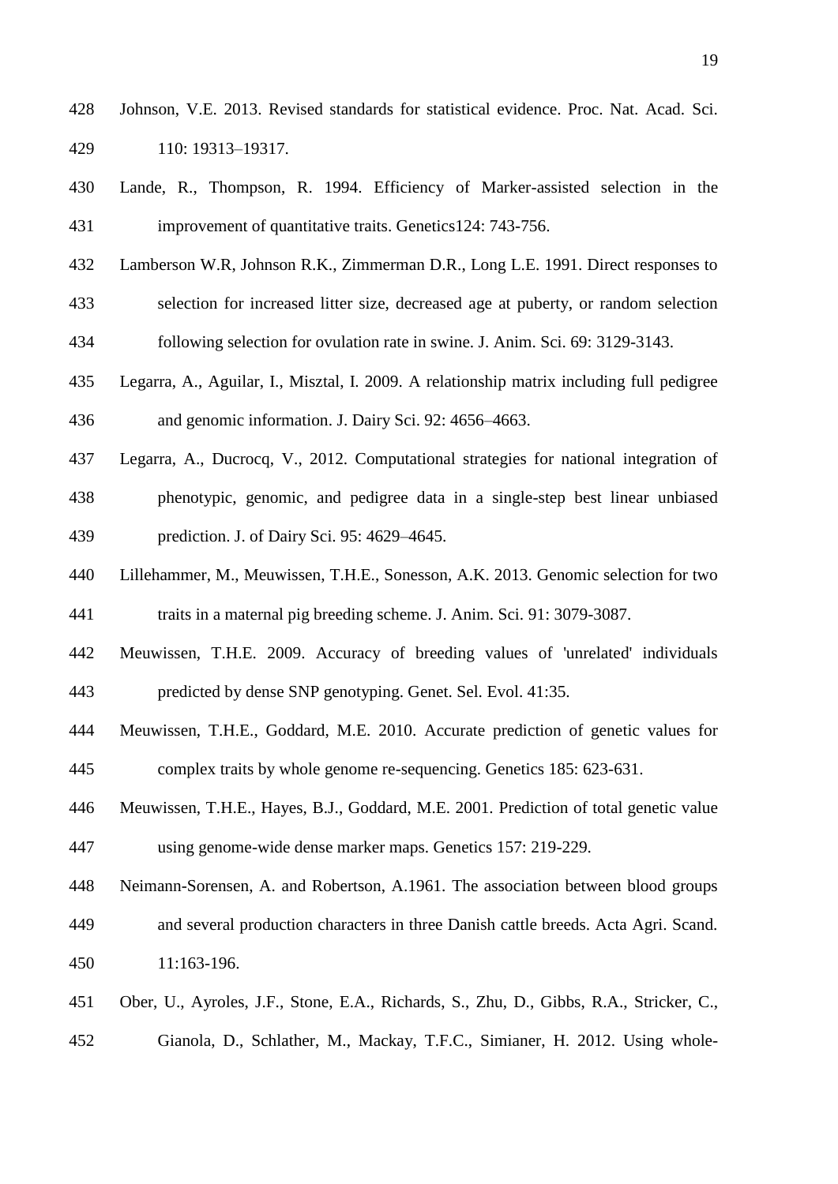Johnson, V.E. 2013. Revised standards for statistical evidence. Proc. Nat. Acad. Sci. 110: 19313–19317.

Lande, R., Thompson, R. 1994. Efficiency of Marker-assisted selection in the improvement of quantitative traits. Genetics124: 743-756.

Lamberson W.R, Johnson R.K., Zimmerman D.R., Long L.E. 1991. Direct responses to selection for increased litter size, decreased age at puberty, or random selection following selection for ovulation rate in swine. J. Anim. Sci. 69: 3129-3143.

Legarra, A., Aguilar, I., Misztal, I. 2009. A relationship matrix including full pedigree and genomic information. J. Dairy Sci. 92: 4656–4663.

Legarra, A., Ducrocq, V., 2012. Computational strategies for national integration of phenotypic, genomic, and pedigree data in a single-step best linear unbiased prediction. J. of Dairy Sci. 95: 4629–4645.

Lillehammer, M., Meuwissen, T.H.E., Sonesson, A.K. 2013. Genomic selection for two traits in a maternal pig breeding scheme. J. Anim. Sci. 91: 3079-3087.

Meuwissen, T.H.E. 2009. Accuracy of breeding values of 'unrelated' individuals predicted by dense SNP genotyping. Genet. Sel. Evol. 41:35.

Meuwissen, T.H.E., Goddard, M.E. 2010. Accurate prediction of genetic values for complex traits by whole genome re-sequencing. Genetics 185: 623-631.

Meuwissen, T.H.E., Hayes, B.J., Goddard, M.E. 2001. Prediction of total genetic value using genome-wide dense marker maps. Genetics 157: 219-229.

Neimann-Sorensen, A. and Robertson, A.1961. The association between blood groups and several production characters in three Danish cattle breeds. Acta Agri. Scand. 11:163-196.

Ober, U., Ayroles, J.F., Stone, E.A., Richards, S., Zhu, D., Gibbs, R.A., Stricker, C., Gianola, D., Schlather, M., Mackay, T.F.C., Simianer, H. 2012. Using whole-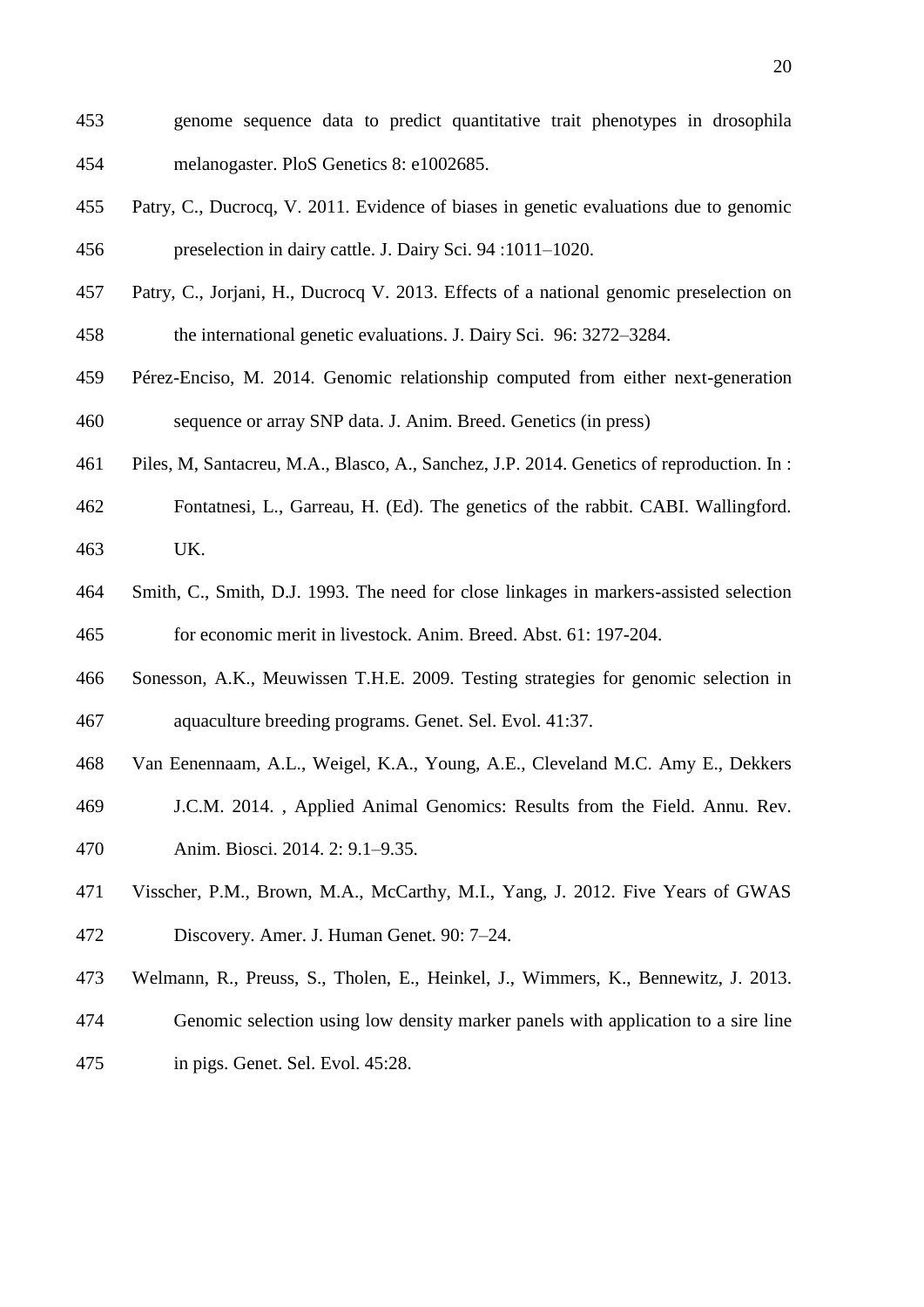genome sequence data to predict quantitative trait phenotypes in drosophila melanogaster. PloS Genetics 8: e1002685.

Patry, C., Ducrocq, V. 2011. Evidence of biases in genetic evaluations due to genomic preselection in dairy cattle. J. Dairy Sci. 94 :1011–1020.

Patry, C., Jorjani, H., Ducrocq V. 2013. Effects of a national genomic preselection on the international genetic evaluations. J. Dairy Sci. 96: 3272–3284.

Pérez-Enciso, M. 2014. Genomic relationship computed from either next-generation sequence or array SNP data. J. Anim. Breed. Genetics (in press)

Piles, M, Santacreu, M.A., Blasco, A., Sanchez, J.P. 2014. Genetics of reproduction. In : Fontatnesi, L., Garreau, H. (Ed). The genetics of the rabbit. CABI. Wallingford. UK.

Smith, C., Smith, D.J. 1993. The need for close linkages in markers-assisted selection for economic merit in livestock. Anim. Breed. Abst. 61: 197-204.

Sonesson, A.K., Meuwissen T.H.E. 2009. Testing strategies for genomic selection in aquaculture breeding programs. Genet. Sel. Evol. 41:37.

Van Eenennaam, A.L., Weigel, K.A., Young, A.E., Cleveland M.C. Amy E., Dekkers J.C.M. 2014. , Applied Animal Genomics: Results from the Field. Annu. Rev. Anim. Biosci. 2014. 2: 9.1–9.35.

Visscher, P.M., Brown, M.A., McCarthy, M.I., Yang, J. 2012. Five Years of GWAS Discovery. Amer. J. Human Genet. 90: 7–24.

Welmann, R., Preuss, S., Tholen, E., Heinkel, J., Wimmers, K., Bennewitz, J. 2013. Genomic selection using low density marker panels with application to a sire line in pigs. Genet. Sel. Evol. 45:28.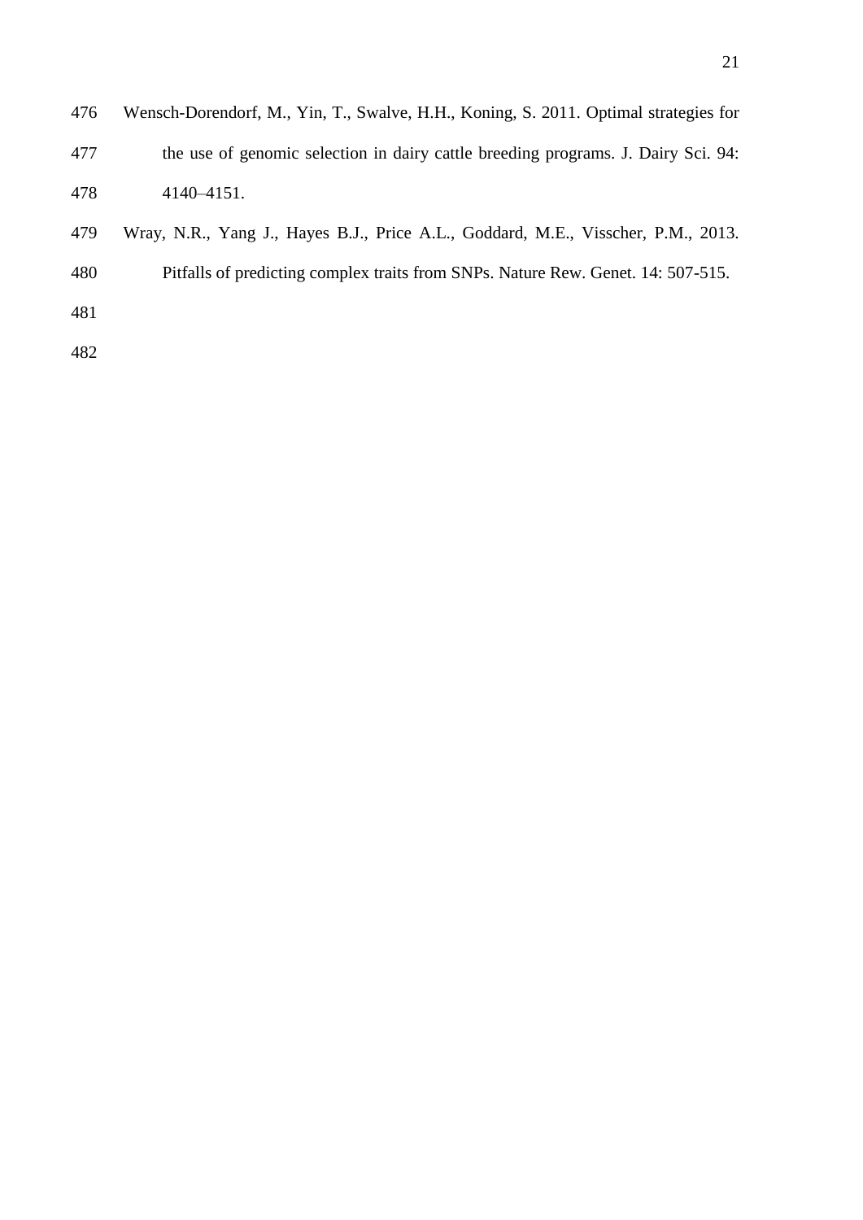Wensch-Dorendorf, M., Yin, T., Swalve, H.H., Koning, S. 2011. Optimal strategies for the use of genomic selection in dairy cattle breeding programs. J. Dairy Sci. 94: 4140–4151.

Wray, N.R., Yang J., Hayes B.J., Price A.L., Goddard, M.E., Visscher, P.M., 2013. Pitfalls of predicting complex traits from SNPs. Nature Rew. Genet. 14: 507-515.